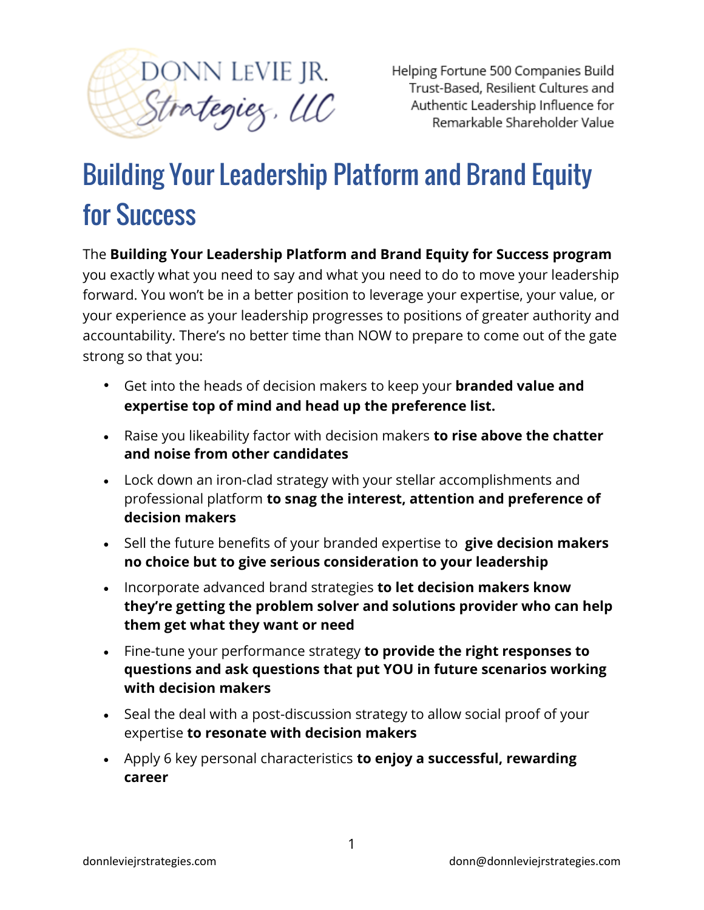DONN LEVIE JR. Strategies, LLC

Helping Fortune 500 Companies Build Trust-Based, Resilient Cultures and Authentic Leadership Influence for Remarkable Shareholder Value

# Building Your Leadership Platform and Brand Equity for Success

The **Building Your Leadership Platform and Brand Equity for Success program** you exactly what you need to say and what you need to do to move your leadership forward. You won't be in a better position to leverage your expertise, your value, or your experience as your leadership progresses to positions of greater authority and accountability. There's no better time than NOW to prepare to come out of the gate strong so that you:

- Get into the heads of decision makers to keep your **branded value and expertise top of mind and head up the preference list.**
- Raise you likeability factor with decision makers **to rise above the chatter and noise from other candidates**
- Lock down an iron-clad strategy with your stellar accomplishments and professional platform **to snag the interest, attention and preference of decision makers**
- Sell the future benefits of your branded expertise to **give decision makers no choice but to give serious consideration to your leadership**
- Incorporate advanced brand strategies **to let decision makers know they're getting the problem solver and solutions provider who can help them get what they want or need**
- Fine-tune your performance strategy **to provide the right responses to questions and ask questions that put YOU in future scenarios working with decision makers**
- Seal the deal with a post-discussion strategy to allow social proof of your expertise **to resonate with decision makers**
- Apply 6 key personal characteristics **to enjoy a successful, rewarding career**

donnleviejrstrategies.com donn@donnleviejrstrategies.com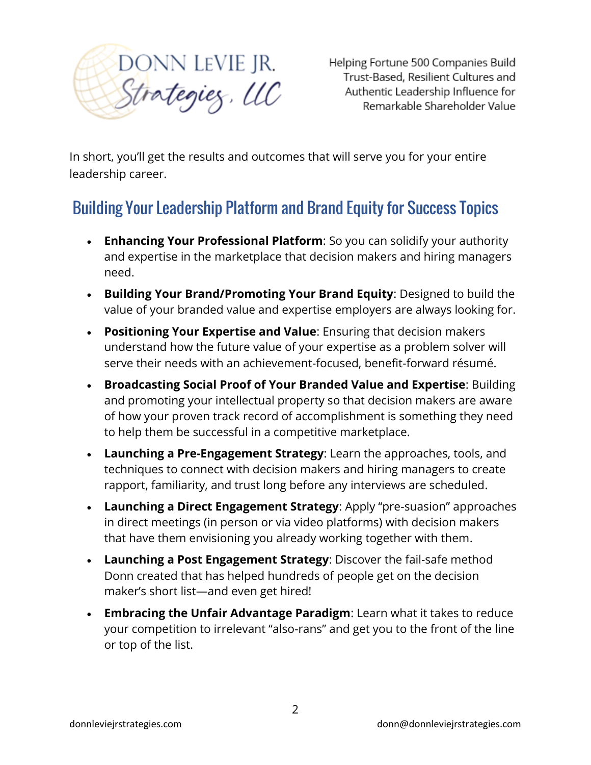In short, you'll get the results and outcomes that will serve you for your entire leadership career.

## Building Your Leadership Platform and Brand Equity for Success Topics

- **Enhancing Your Professional Platform**: So you can solidify your authority and expertise in the marketplace that decision makers and hiring managers need.
- **Building Your Brand/Promoting Your Brand Equity**: Designed to build the value of your branded value and expertise employers are always looking for.
- **Positioning Your Expertise and Value**: Ensuring that decision makers understand how the future value of your expertise as a problem solver will serve their needs with an achievement-focused, benefit-forward résumé.
- **Broadcasting Social Proof of Your Branded Value and Expertise**: Building and promoting your intellectual property so that decision makers are aware of how your proven track record of accomplishment is something they need to help them be successful in a competitive marketplace.
- **Launching a Pre-Engagement Strategy**: Learn the approaches, tools, and techniques to connect with decision makers and hiring managers to create rapport, familiarity, and trust long before any interviews are scheduled.
- **Launching a Direct Engagement Strategy**: Apply "pre-suasion" approaches in direct meetings (in person or via video platforms) with decision makers that have them envisioning you already working together with them.
- **Launching a Post Engagement Strategy**: Discover the fail-safe method Donn created that has helped hundreds of people get on the decision maker's short list—and even get hired!
- **Embracing the Unfair Advantage Paradigm**: Learn what it takes to reduce your competition to irrelevant "also-rans" and get you to the front of the line or top of the list.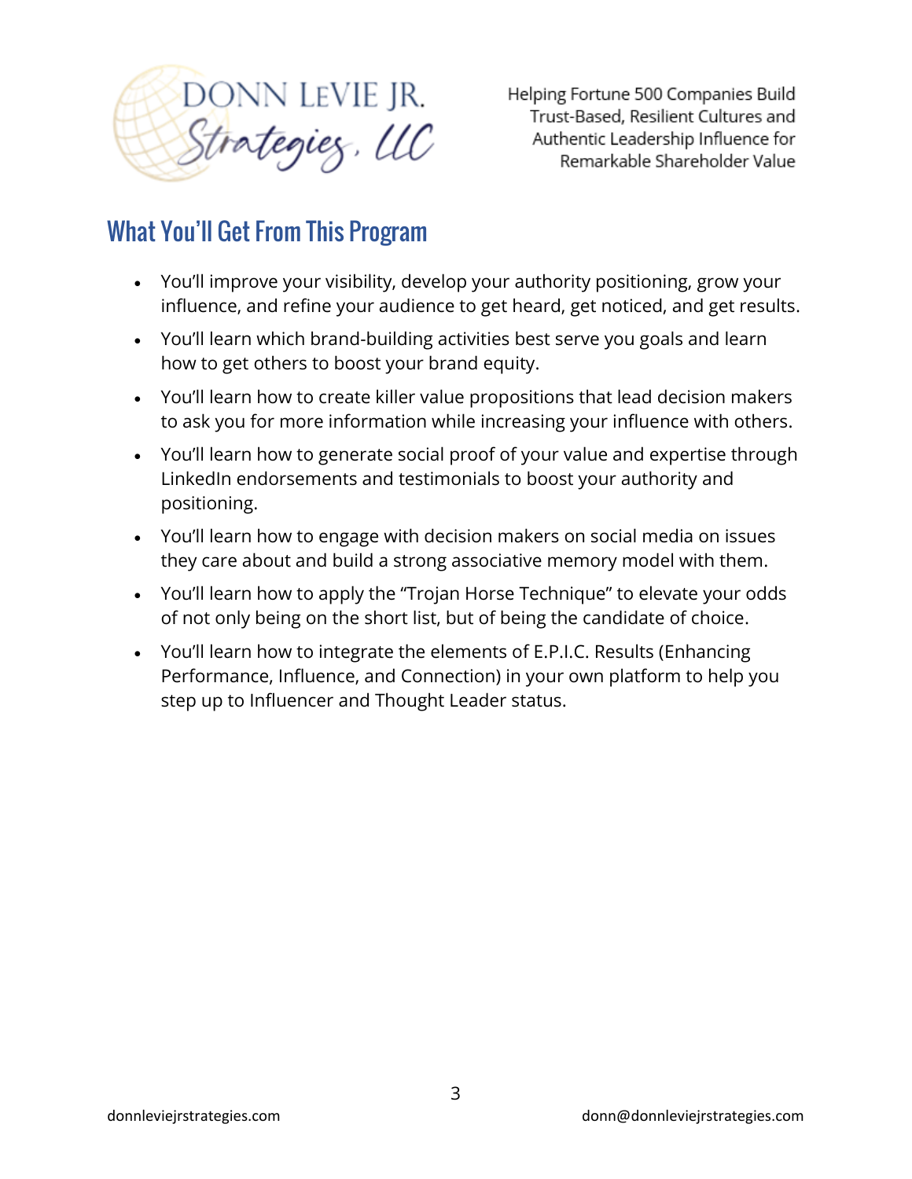## What You'll Get From This Program

- You'll improve your visibility, develop your authority positioning, grow your influence, and refine your audience to get heard, get noticed, and get results.
- You'll learn which brand-building activities best serve you goals and learn how to get others to boost your brand equity.
- You'll learn how to create killer value propositions that lead decision makers to ask you for more information while increasing your influence with others.
- You'll learn how to generate social proof of your value and expertise through LinkedIn endorsements and testimonials to boost your authority and positioning.
- You'll learn how to engage with decision makers on social media on issues they care about and build a strong associative memory model with them.
- You'll learn how to apply the "Trojan Horse Technique" to elevate your odds of not only being on the short list, but of being the candidate of choice.
- You'll learn how to integrate the elements of E.P.I.C. Results (Enhancing Performance, Influence, and Connection) in your own platform to help you step up to Influencer and Thought Leader status.